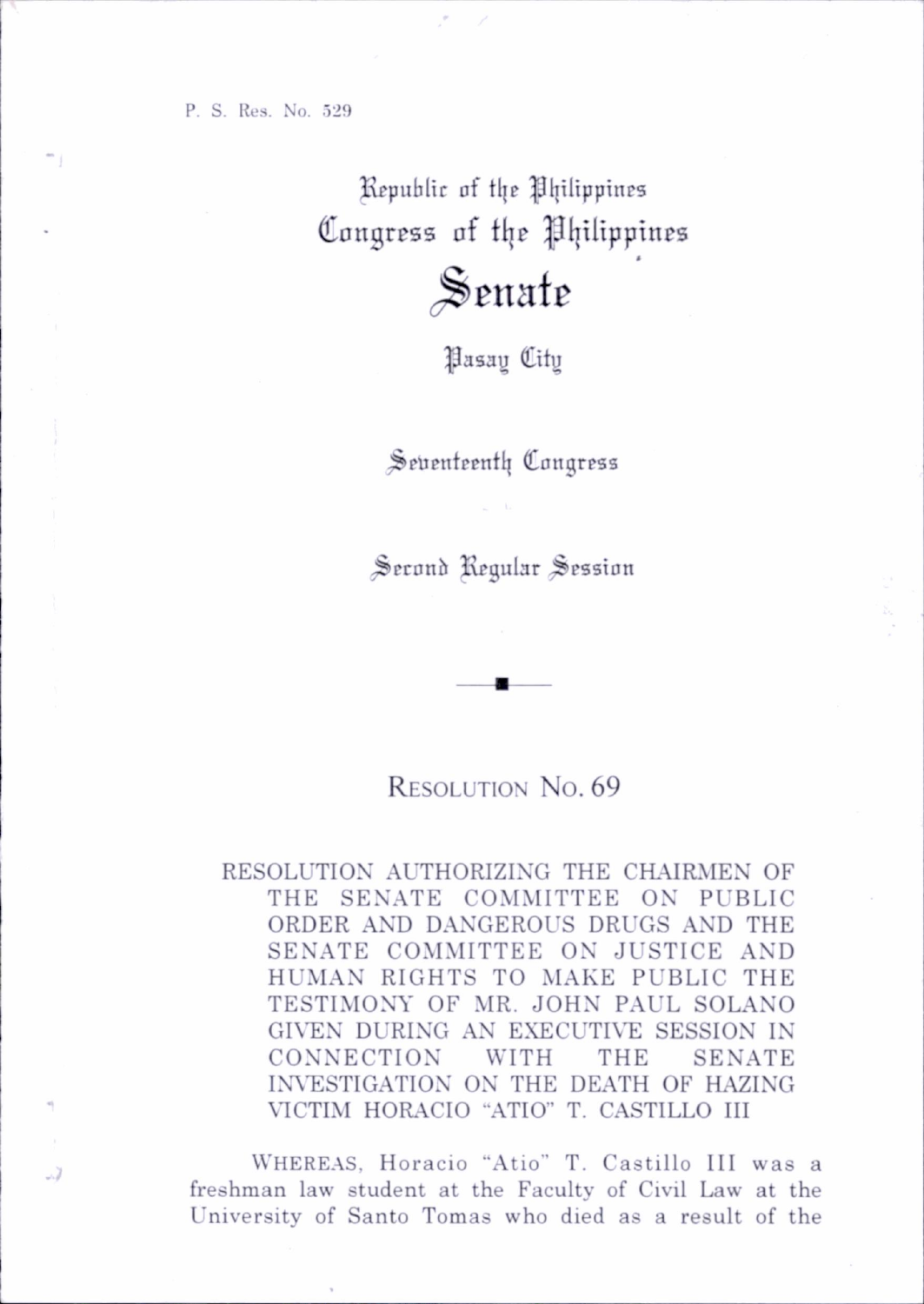P. S. Res. No. 529

Republic of the Philippines
Congress of the Philippines

# Senate

Pasay City

Seventeenth Congress

Second Regular Session

---

## RESOLUTION NO. 69

RESOLUTION AUTHORIZING THE CHAIRMEN OF THE SENATE COMMITTEE ON PUBLIC ORDER AND DANGEROUS DRUGS AND THE SENATE COMMITTEE ON JUSTICE AND HUMAN RIGHTS TO MAKE PUBLIC THE TESTIMONY OF MR. JOHN PAUL SOLANO GIVEN DURING AN EXECUTIVE SESSION IN CONNECTION WITH THE SENATE INVESTIGATION ON THE DEATH OF HAZING VICTIM HORACIO "ATIO" T. CASTILLO III

WHEREAS, Horacio "Atio" T. Castillo III was a freshman law student at the Faculty of Civil Law at the University of Santo Tomas who died as a result of the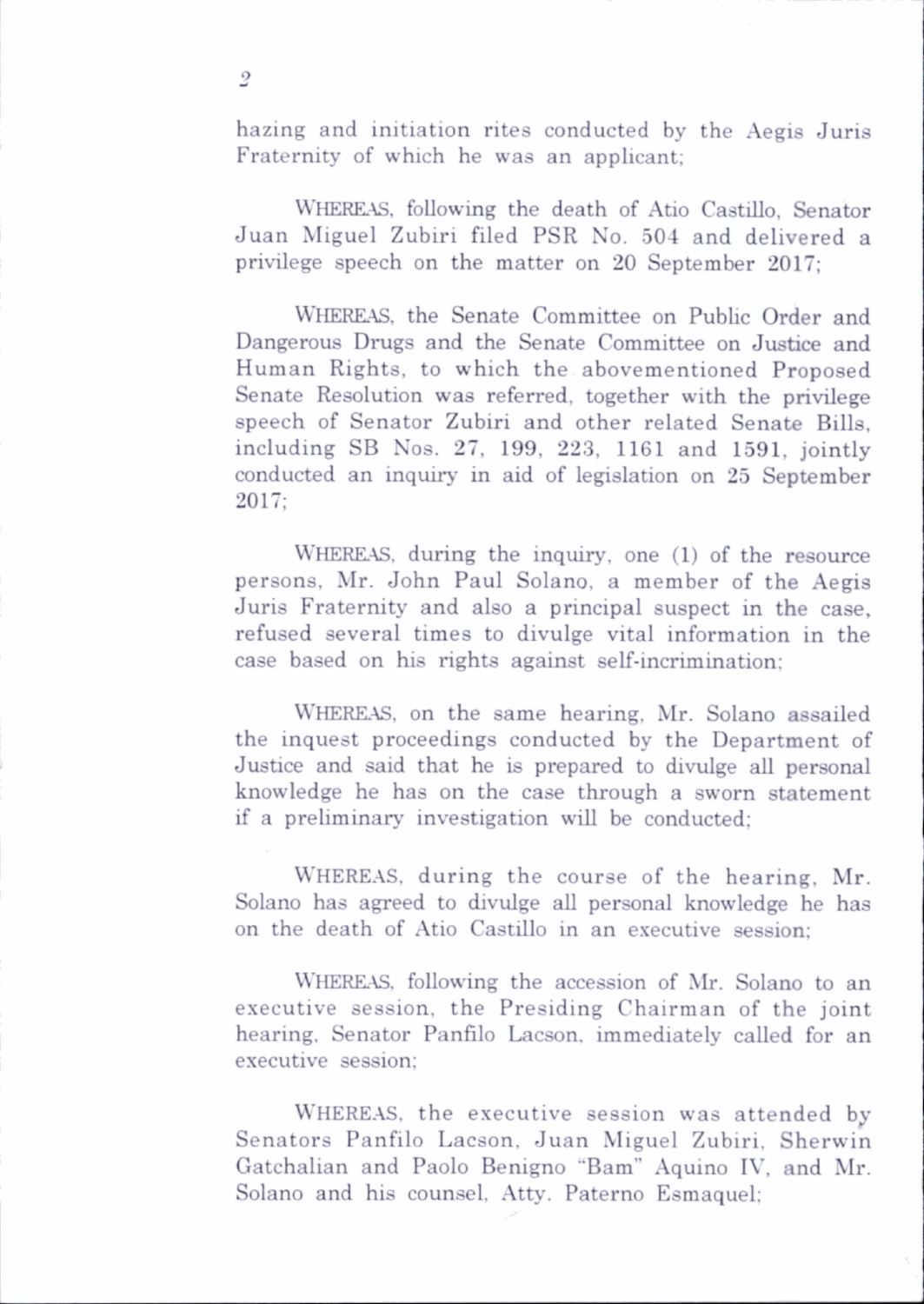hazing and initiation rites conducted by the Aegis Juris Fraternity of which he was an applicant;

WHEREAS, following the death of Atio Castillo, Senator Juan Miguel Zubiri filed PSR No. 504 and delivered a privilege speech on the matter on 20 September 2017;

WHEREAS, the Senate Committee on Public Order and Dangerous Drugs and the Senate Committee on Justice and Human Rights, to which the abovementioned Proposed Senate Resolution was referred, together with the privilege speech of Senator Zubiri and other related Senate Bills, including SB Nos. 27, 199, 223, 1161 and 1591, jointly conducted an inquiry in aid of legislation on 25 September 2017;

WHEREAS, during the inquiry, one (1) of the resource persons, Mr. John Paul Solano, a member of the Aegis Juris Fraternity and also a principal suspect in the case, refused several times to divulge vital information in the case based on his rights against self-incrimination;

WHEREAS, on the same hearing, Mr. Solano assailed the inquest proceedings conducted by the Department of Justice and said that he is prepared to divulge all personal knowledge he has on the case through a sworn statement if a preliminary investigation will be conducted;

WHEREAS, during the course of the hearing, Mr. Solano has agreed to divulge all personal knowledge he has on the death of Atio Castillo in an executive session;

WHEREAS, following the accession of Mr. Solano to an executive session, the Presiding Chairman of the joint hearing, Senator Panfilo Lacson, immediately called for an executive session;

WHEREAS, the executive session was attended by Senators Panfilo Lacson, Juan Miguel Zubiri, Sherwin Gatchalian and Paolo Benigno "Bam" Aquino IV, and Mr. Solano and his counsel, Atty. Paterno Esmaquel;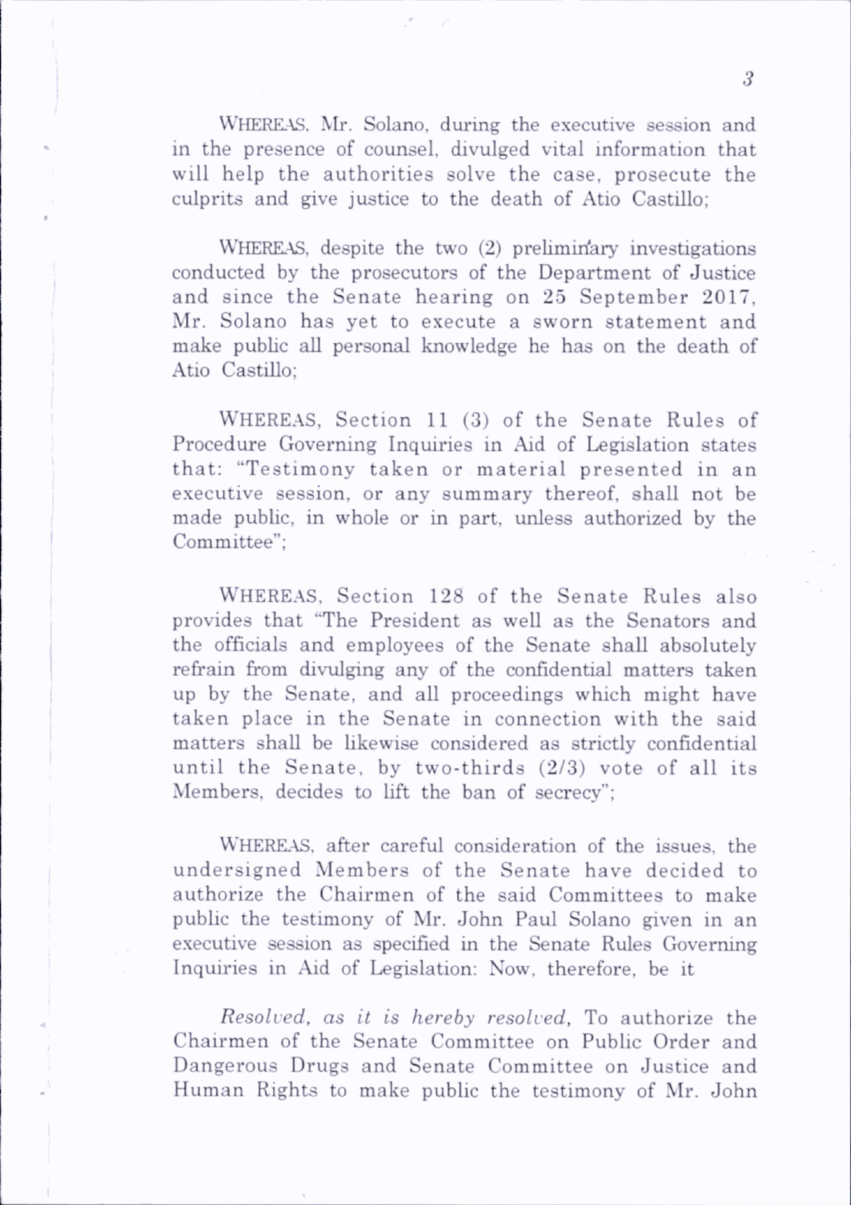WHEREAS, Mr. Solano, during the executive session and in the presence of counsel, divulged vital information that will help the authorities solve the case, prosecute the culprits and give justice to the death of Atio Castillo;

WHEREAS, despite the two (2) preliminary investigations conducted by the prosecutors of the Department of Justice and since the Senate hearing on 25 September 2017, Mr. Solano has yet to execute a sworn statement and make public all personal knowledge he has on the death of Atio Castillo;

WHEREAS, Section 11 (3) of the Senate Rules of Procedure Governing Inquiries in Aid of Legislation states that: "Testimony taken or material presented in an executive session, or any summary thereof, shall not be made public, in whole or in part, unless authorized by the Committee";

WHEREAS, Section 128 of the Senate Rules also provides that "The President as well as the Senators and the officials and employees of the Senate shall absolutely refrain from divulging any of the confidential matters taken up by the Senate, and all proceedings which might have taken place in the Senate in connection with the said matters shall be likewise considered as strictly confidential until the Senate, by two-thirds (2/3) vote of all its Members, decides to lift the ban of secrecy";

WHEREAS, after careful consideration of the issues, the undersigned Members of the Senate have decided to authorize the Chairmen of the said Committees to make public the testimony of Mr. John Paul Solano given in an executive session as specified in the Senate Rules Governing Inquiries in Aid of Legislation: Now, therefore, be it

*Resolved, as it is hereby resolved,* To authorize the Chairmen of the Senate Committee on Public Order and Dangerous Drugs and Senate Committee on Justice and Human Rights to make public the testimony of Mr. John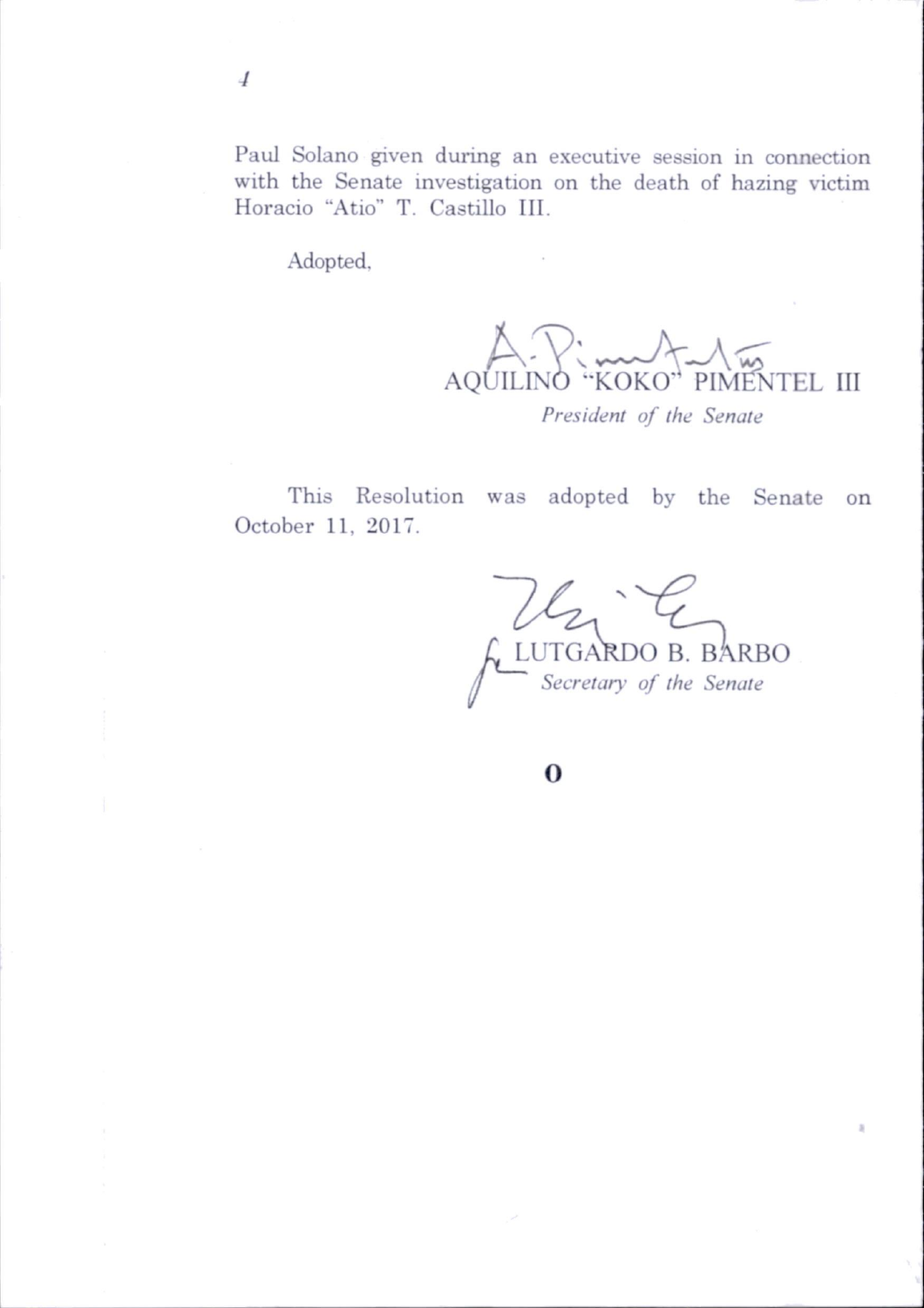Paul Solano given during an executive session in connection with the Senate investigation on the death of hazing victim Horacio "Atio" T. Castillo III.

Adopted,

AQUILINO "KOKO" PIMENTEL III
*President of the Senate*

This Resolution was adopted by the Senate on October 11, 2017.

LUTGARDO B. BARBO
*Secretary of the Senate*

o